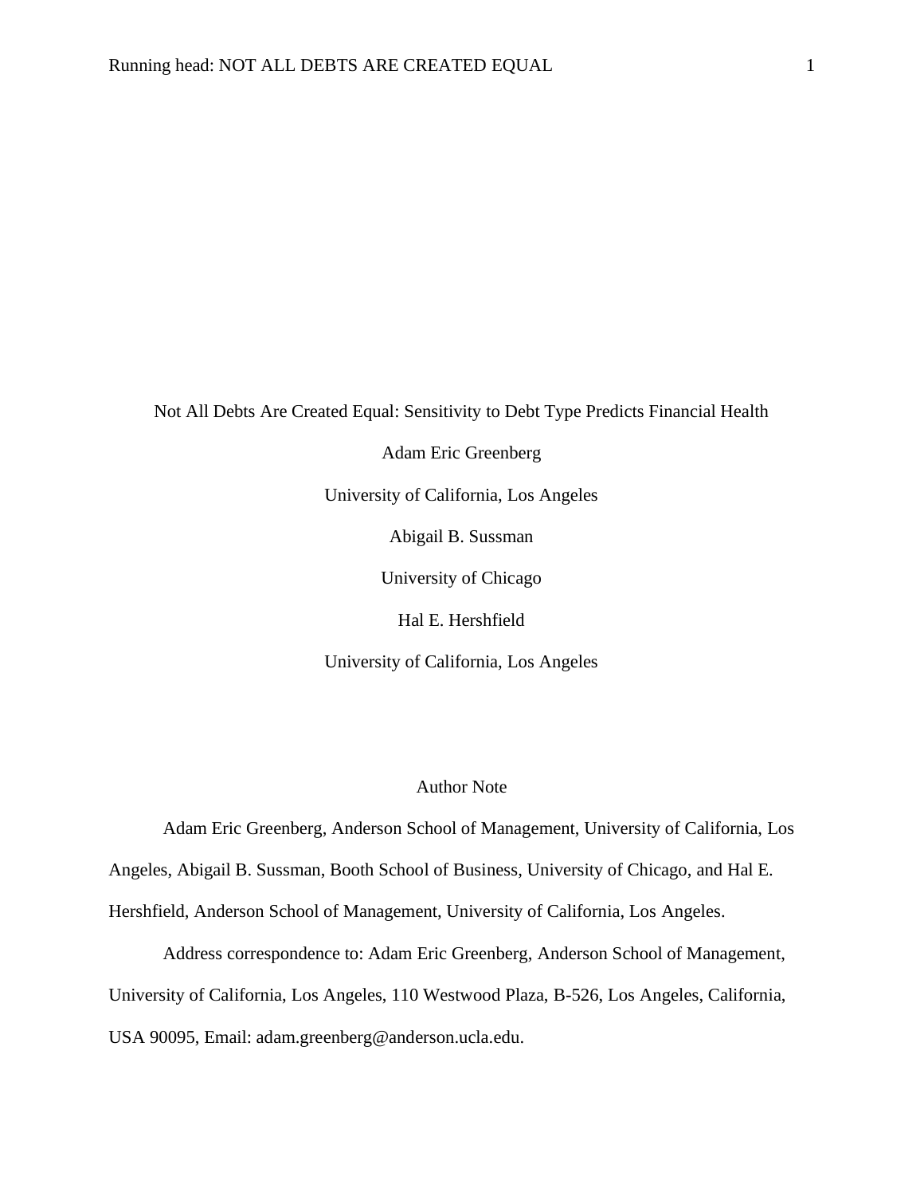# Not All Debts Are Created Equal: Sensitivity to Debt Type Predicts Financial Health

Adam Eric Greenberg

University of California, Los Angeles

Abigail B. Sussman

University of Chicago

Hal E. Hershfield

University of California, Los Angeles

## Author Note

Adam Eric Greenberg, Anderson School of Management, University of California, Los Angeles, Abigail B. Sussman, Booth School of Business, University of Chicago, and Hal E. Hershfield, Anderson School of Management, University of California, Los Angeles.

Address correspondence to: Adam Eric Greenberg, Anderson School of Management, University of California, Los Angeles, 110 Westwood Plaza, B-526, Los Angeles, California, USA 90095, Email: adam.greenberg@anderson.ucla.edu.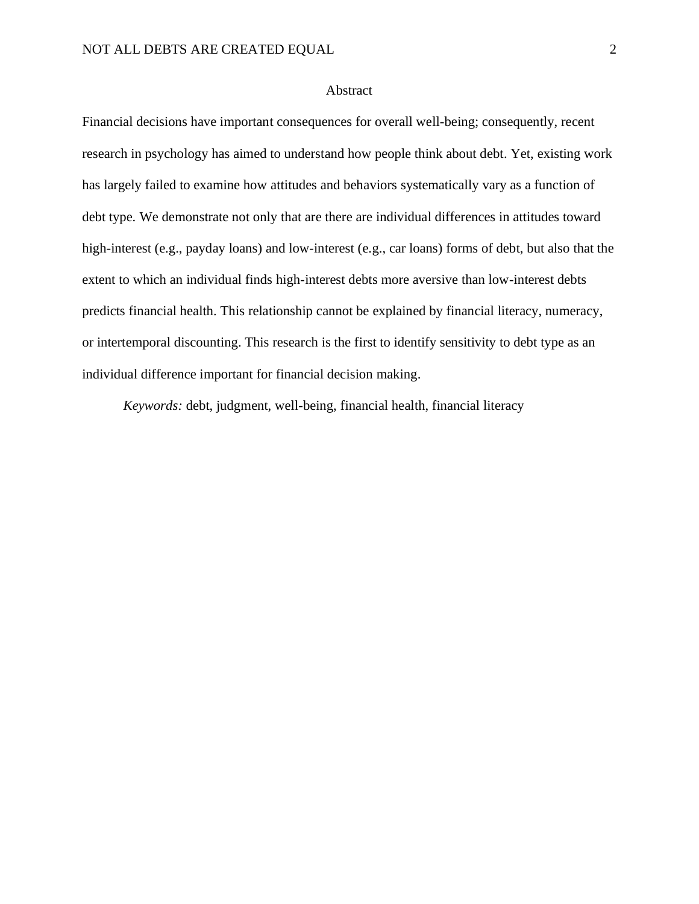# Abstract

Financial decisions have important consequences for overall well-being; consequently, recent research in psychology has aimed to understand how people think about debt. Yet, existing work has largely failed to examine how attitudes and behaviors systematically vary as a function of debt type. We demonstrate not only that are there are individual differences in attitudes toward high-interest (e.g., payday loans) and low-interest (e.g., car loans) forms of debt, but also that the extent to which an individual finds high-interest debts more aversive than low-interest debts predicts financial health. This relationship cannot be explained by financial literacy, numeracy, or intertemporal discounting. This research is the first to identify sensitivity to debt type as an individual difference important for financial decision making.

*Keywords:* debt, judgment, well-being, financial health, financial literacy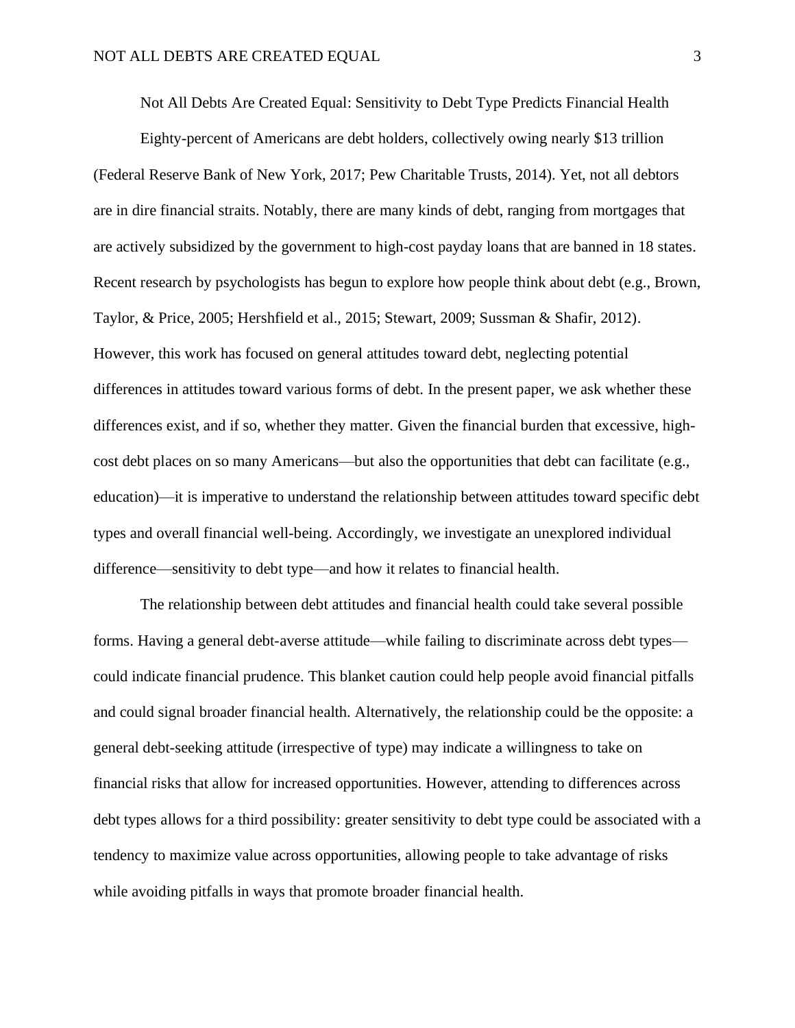# Not All Debts Are Created Equal: Sensitivity to Debt Type Predicts Financial Health

Eighty-percent of Americans are debt holders, collectively owing nearly $13 trillion (Federal Reserve Bank of New York, 2017; Pew Charitable Trusts, 2014). Yet, not all debtors are in dire financial straits. Notably, there are many kinds of debt, ranging from mortgages that are actively subsidized by the government to high-cost payday loans that are banned in 18 states. Recent research by psychologists has begun to explore how people think about debt (e.g., Brown, Taylor, & Price, 2005; Hershfield et al., 2015; Stewart, 2009; Sussman & Shafir, 2012). However, this work has focused on general attitudes toward debt, neglecting potential differences in attitudes toward various forms of debt. In the present paper, we ask whether these differences exist, and if so, whether they matter. Given the financial burden that excessive, high-cost debt places on so many Americans—but also the opportunities that debt can facilitate (e.g., education)—it is imperative to understand the relationship between attitudes toward specific debt types and overall financial well-being. Accordingly, we investigate an unexplored individual difference—sensitivity to debt type—and how it relates to financial health.

The relationship between debt attitudes and financial health could take several possible forms. Having a general debt-averse attitude—while failing to discriminate across debt types—could indicate financial prudence. This blanket caution could help people avoid financial pitfalls and could signal broader financial health. Alternatively, the relationship could be the opposite: a general debt-seeking attitude (irrespective of type) may indicate a willingness to take on financial risks that allow for increased opportunities. However, attending to differences across debt types allows for a third possibility: greater sensitivity to debt type could be associated with a tendency to maximize value across opportunities, allowing people to take advantage of risks while avoiding pitfalls in ways that promote broader financial health.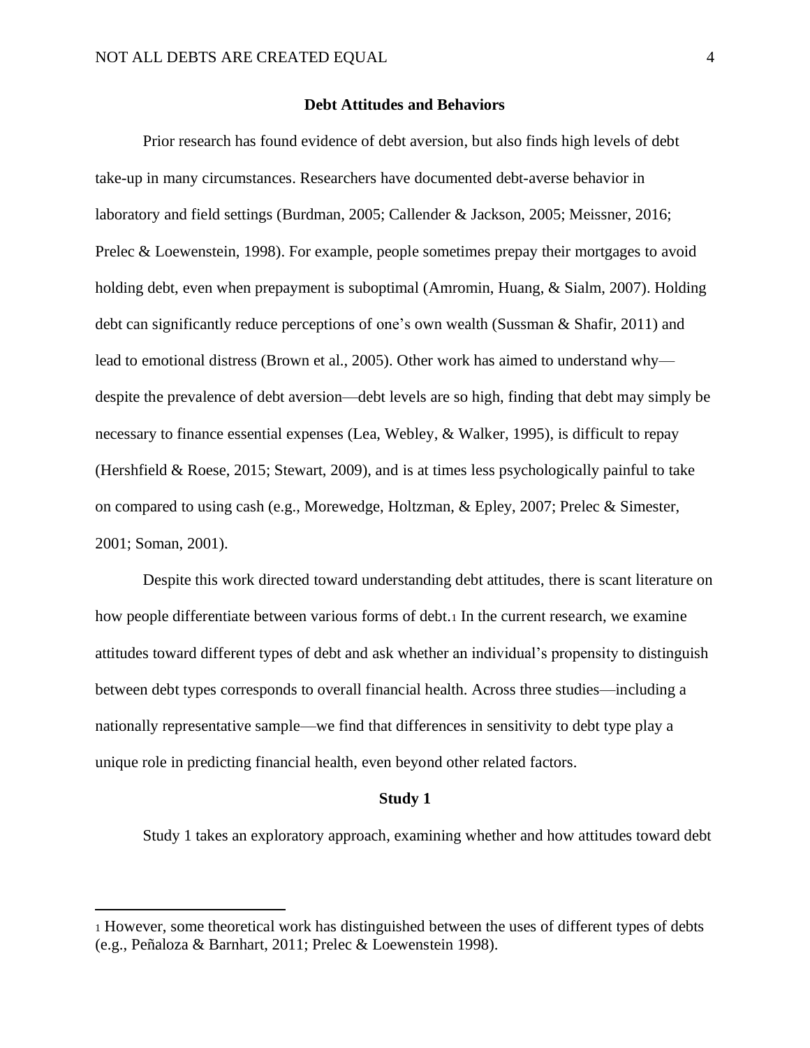## Debt Attitudes and Behaviors

Prior research has found evidence of debt aversion, but also finds high levels of debt take-up in many circumstances. Researchers have documented debt-averse behavior in laboratory and field settings (Burdman, 2005; Callender & Jackson, 2005; Meissner, 2016; Prelec & Loewenstein, 1998). For example, people sometimes prepay their mortgages to avoid holding debt, even when prepayment is suboptimal (Amromin, Huang, & Sialm, 2007). Holding debt can significantly reduce perceptions of one's own wealth (Sussman & Shafir, 2011) and lead to emotional distress (Brown et al., 2005). Other work has aimed to understand why—despite the prevalence of debt aversion—debt levels are so high, finding that debt may simply be necessary to finance essential expenses (Lea, Webley, & Walker, 1995), is difficult to repay (Hershfield & Roese, 2015; Stewart, 2009), and is at times less psychologically painful to take on compared to using cash (e.g., Morewedge, Holtzman, & Epley, 2007; Prelec & Simester, 2001; Soman, 2001).

Despite this work directed toward understanding debt attitudes, there is scant literature on how people differentiate between various forms of debt.[1] In the current research, we examine attitudes toward different types of debt and ask whether an individual's propensity to distinguish between debt types corresponds to overall financial health. Across three studies—including a nationally representative sample—we find that differences in sensitivity to debt type play a unique role in predicting financial health, even beyond other related factors.

## Study 1

Study 1 takes an exploratory approach, examining whether and how attitudes toward debt

[1] However, some theoretical work has distinguished between the uses of different types of debts (e.g., Peñaloza & Barnhart, 2011; Prelec & Loewenstein 1998).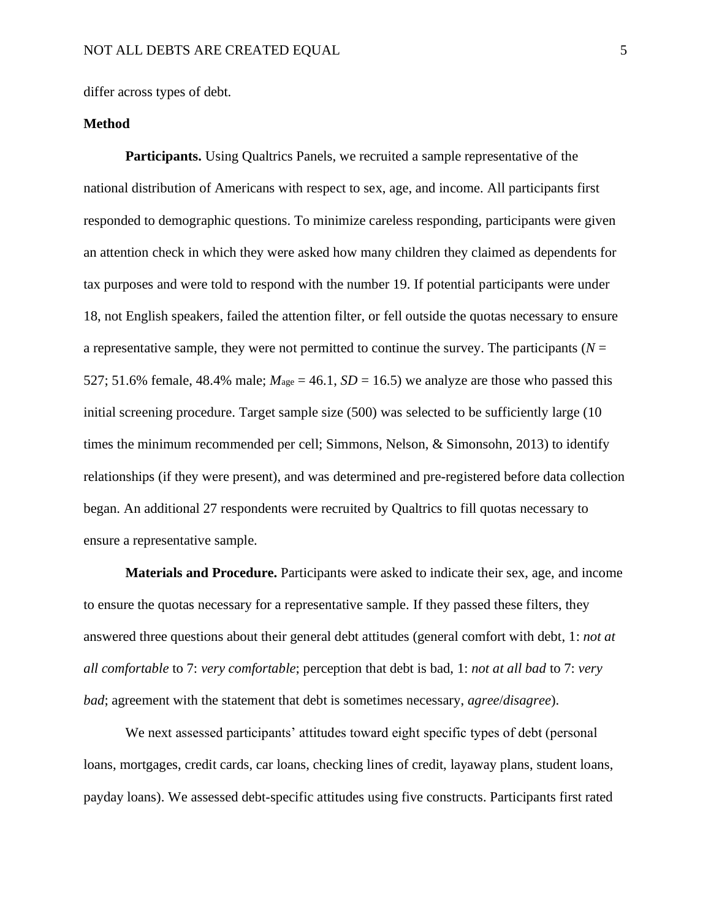differ across types of debt.

## Method

**Participants.** Using Qualtrics Panels, we recruited a sample representative of the national distribution of Americans with respect to sex, age, and income. All participants first responded to demographic questions. To minimize careless responding, participants were given an attention check in which they were asked how many children they claimed as dependents for tax purposes and were told to respond with the number 19. If potential participants were under 18, not English speakers, failed the attention filter, or fell outside the quotas necessary to ensure a representative sample, they were not permitted to continue the survey. The participants ($N$ = 527; 51.6% female, 48.4% male; $M_{\text{age}}$ = 46.1, $SD$ = 16.5) we analyze are those who passed this initial screening procedure. Target sample size (500) was selected to be sufficiently large (10 times the minimum recommended per cell; Simmons, Nelson, & Simonsohn, 2013) to identify relationships (if they were present), and was determined and pre-registered before data collection began. An additional 27 respondents were recruited by Qualtrics to fill quotas necessary to ensure a representative sample.

**Materials and Procedure.** Participants were asked to indicate their sex, age, and income to ensure the quotas necessary for a representative sample. If they passed these filters, they answered three questions about their general debt attitudes (general comfort with debt, 1: *not at all comfortable* to 7: *very comfortable*; perception that debt is bad, 1: *not at all bad* to 7: *very bad*; agreement with the statement that debt is sometimes necessary, *agree*/*disagree*).

We next assessed participants' attitudes toward eight specific types of debt (personal loans, mortgages, credit cards, car loans, checking lines of credit, layaway plans, student loans, payday loans). We assessed debt-specific attitudes using five constructs. Participants first rated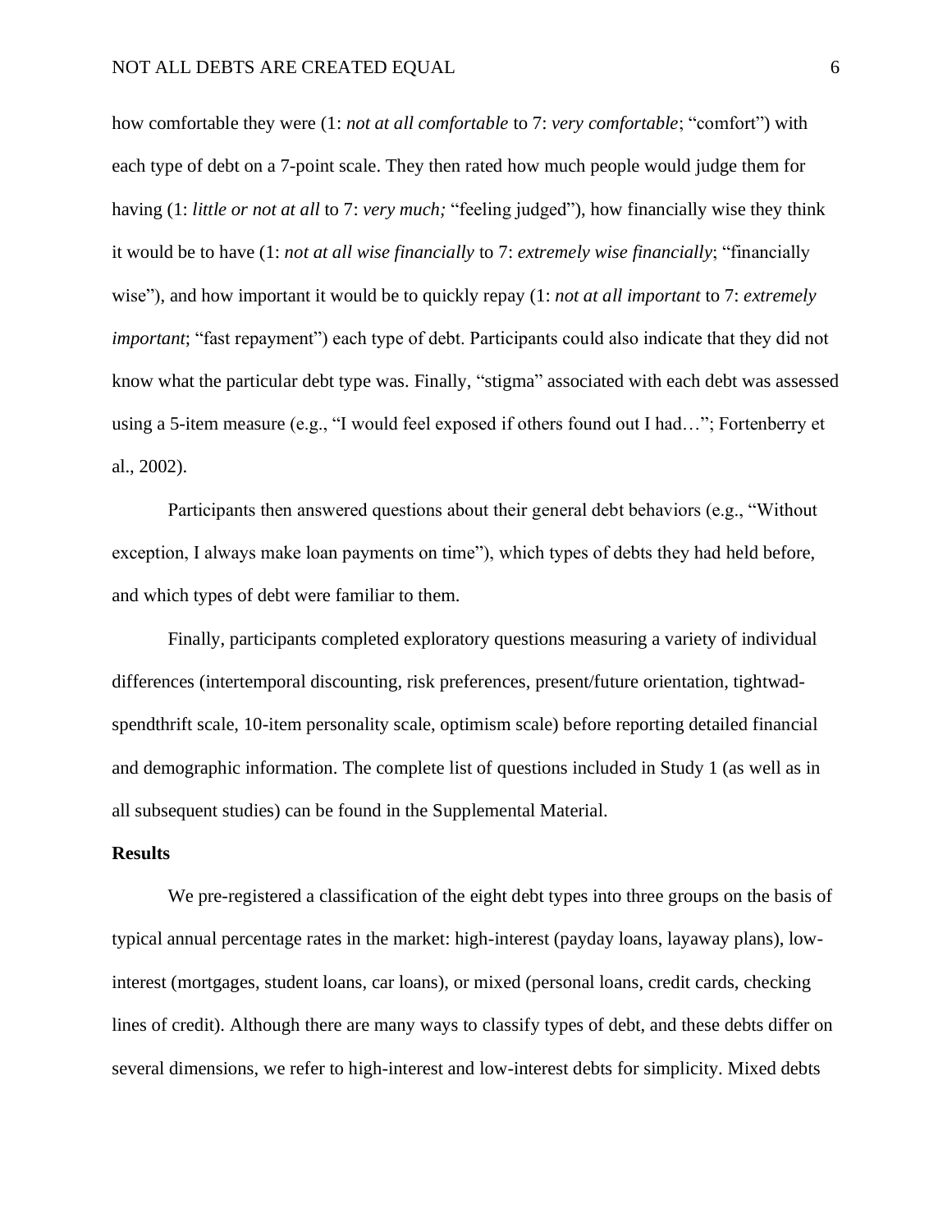how comfortable they were (1: *not at all comfortable* to 7: *very comfortable*; "comfort") with each type of debt on a 7-point scale. They then rated how much people would judge them for having (1: *little or not at all* to 7: *very much;* "feeling judged"), how financially wise they think it would be to have (1: *not at all wise financially* to 7: *extremely wise financially*; "financially wise"), and how important it would be to quickly repay (1: *not at all important* to 7: *extremely important*; "fast repayment") each type of debt. Participants could also indicate that they did not know what the particular debt type was. Finally, "stigma" associated with each debt was assessed using a 5-item measure (e.g., "I would feel exposed if others found out I had…"; Fortenberry et al., 2002).

Participants then answered questions about their general debt behaviors (e.g., "Without exception, I always make loan payments on time"), which types of debts they had held before, and which types of debt were familiar to them.

Finally, participants completed exploratory questions measuring a variety of individual differences (intertemporal discounting, risk preferences, present/future orientation, tightwad-spendthrift scale, 10-item personality scale, optimism scale) before reporting detailed financial and demographic information. The complete list of questions included in Study 1 (as well as in all subsequent studies) can be found in the Supplemental Material.

## Results

We pre-registered a classification of the eight debt types into three groups on the basis of typical annual percentage rates in the market: high-interest (payday loans, layaway plans), low-interest (mortgages, student loans, car loans), or mixed (personal loans, credit cards, checking lines of credit). Although there are many ways to classify types of debt, and these debts differ on several dimensions, we refer to high-interest and low-interest debts for simplicity. Mixed debts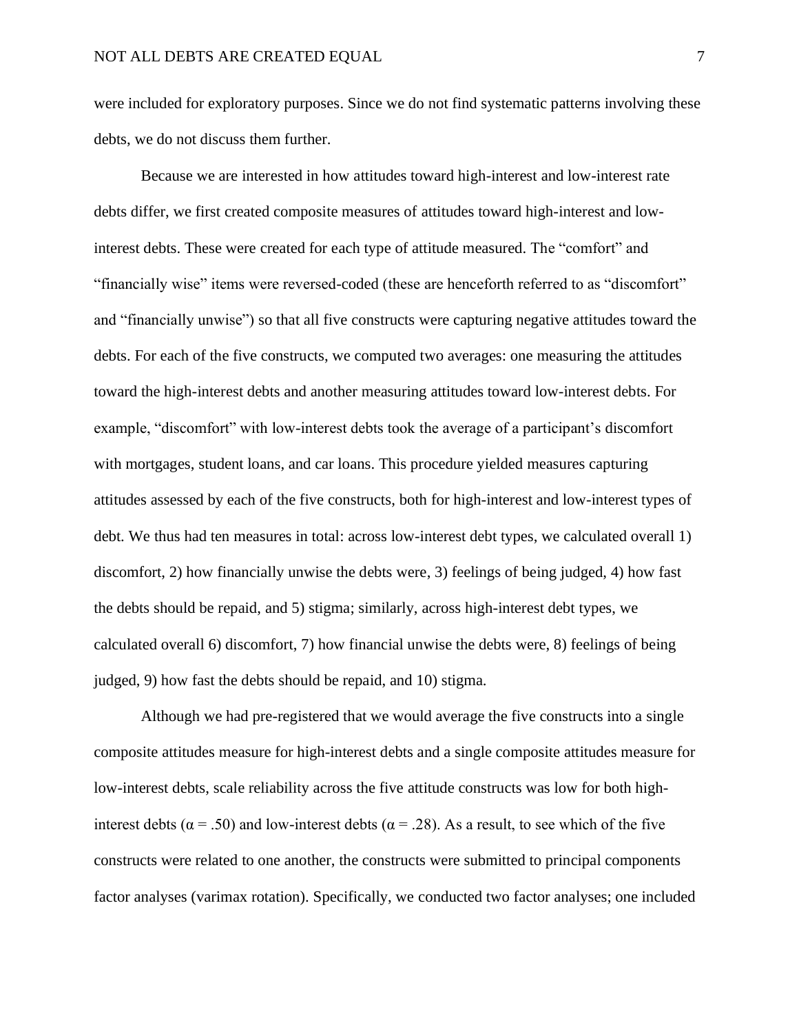were included for exploratory purposes. Since we do not find systematic patterns involving these debts, we do not discuss them further.

Because we are interested in how attitudes toward high-interest and low-interest rate debts differ, we first created composite measures of attitudes toward high-interest and low-interest debts. These were created for each type of attitude measured. The "comfort" and "financially wise" items were reversed-coded (these are henceforth referred to as "discomfort" and "financially unwise") so that all five constructs were capturing negative attitudes toward the debts. For each of the five constructs, we computed two averages: one measuring the attitudes toward the high-interest debts and another measuring attitudes toward low-interest debts. For example, "discomfort" with low-interest debts took the average of a participant's discomfort with mortgages, student loans, and car loans. This procedure yielded measures capturing attitudes assessed by each of the five constructs, both for high-interest and low-interest types of debt. We thus had ten measures in total: across low-interest debt types, we calculated overall 1) discomfort, 2) how financially unwise the debts were, 3) feelings of being judged, 4) how fast the debts should be repaid, and 5) stigma; similarly, across high-interest debt types, we calculated overall 6) discomfort, 7) how financial unwise the debts were, 8) feelings of being judged, 9) how fast the debts should be repaid, and 10) stigma.

Although we had pre-registered that we would average the five constructs into a single composite attitudes measure for high-interest debts and a single composite attitudes measure for low-interest debts, scale reliability across the five attitude constructs was low for both high-interest debts ($\alpha = .50$) and low-interest debts ($\alpha = .28$). As a result, to see which of the five constructs were related to one another, the constructs were submitted to principal components factor analyses (varimax rotation). Specifically, we conducted two factor analyses; one included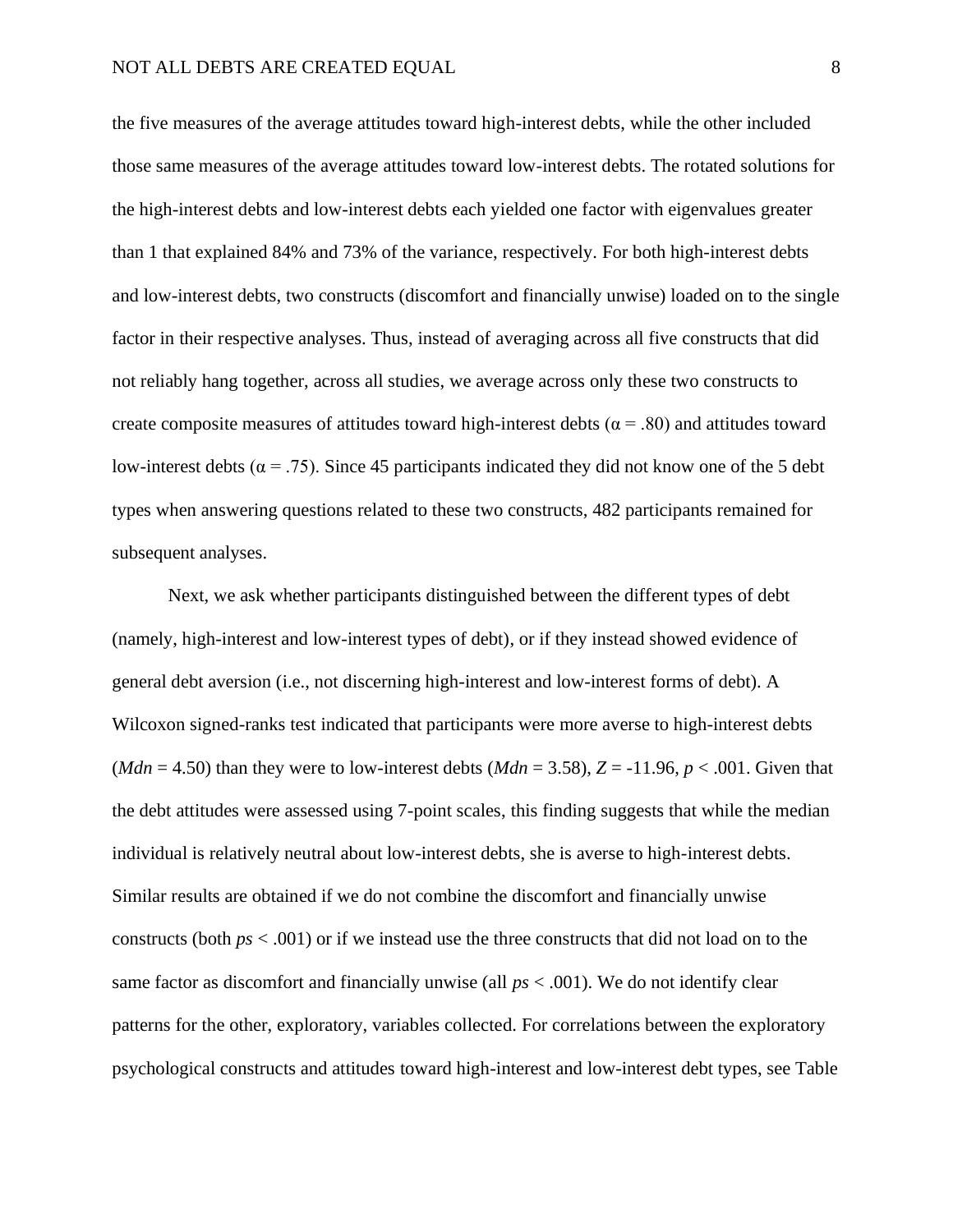the five measures of the average attitudes toward high-interest debts, while the other included those same measures of the average attitudes toward low-interest debts. The rotated solutions for the high-interest debts and low-interest debts each yielded one factor with eigenvalues greater than 1 that explained 84% and 73% of the variance, respectively. For both high-interest debts and low-interest debts, two constructs (discomfort and financially unwise) loaded on to the single factor in their respective analyses. Thus, instead of averaging across all five constructs that did not reliably hang together, across all studies, we average across only these two constructs to create composite measures of attitudes toward high-interest debts ($\alpha = .80$) and attitudes toward low-interest debts ($\alpha = .75$). Since 45 participants indicated they did not know one of the 5 debt types when answering questions related to these two constructs, 482 participants remained for subsequent analyses.

Next, we ask whether participants distinguished between the different types of debt (namely, high-interest and low-interest types of debt), or if they instead showed evidence of general debt aversion (i.e., not discerning high-interest and low-interest forms of debt). A Wilcoxon signed-ranks test indicated that participants were more averse to high-interest debts ($Mdn = 4.50$) than they were to low-interest debts ($Mdn = 3.58$), $Z = -11.96$, $p < .001$. Given that the debt attitudes were assessed using 7-point scales, this finding suggests that while the median individual is relatively neutral about low-interest debts, she is averse to high-interest debts. Similar results are obtained if we do not combine the discomfort and financially unwise constructs (both $ps < .001$) or if we instead use the three constructs that did not load on to the same factor as discomfort and financially unwise (all $ps < .001$). We do not identify clear patterns for the other, exploratory, variables collected. For correlations between the exploratory psychological constructs and attitudes toward high-interest and low-interest debt types, see Table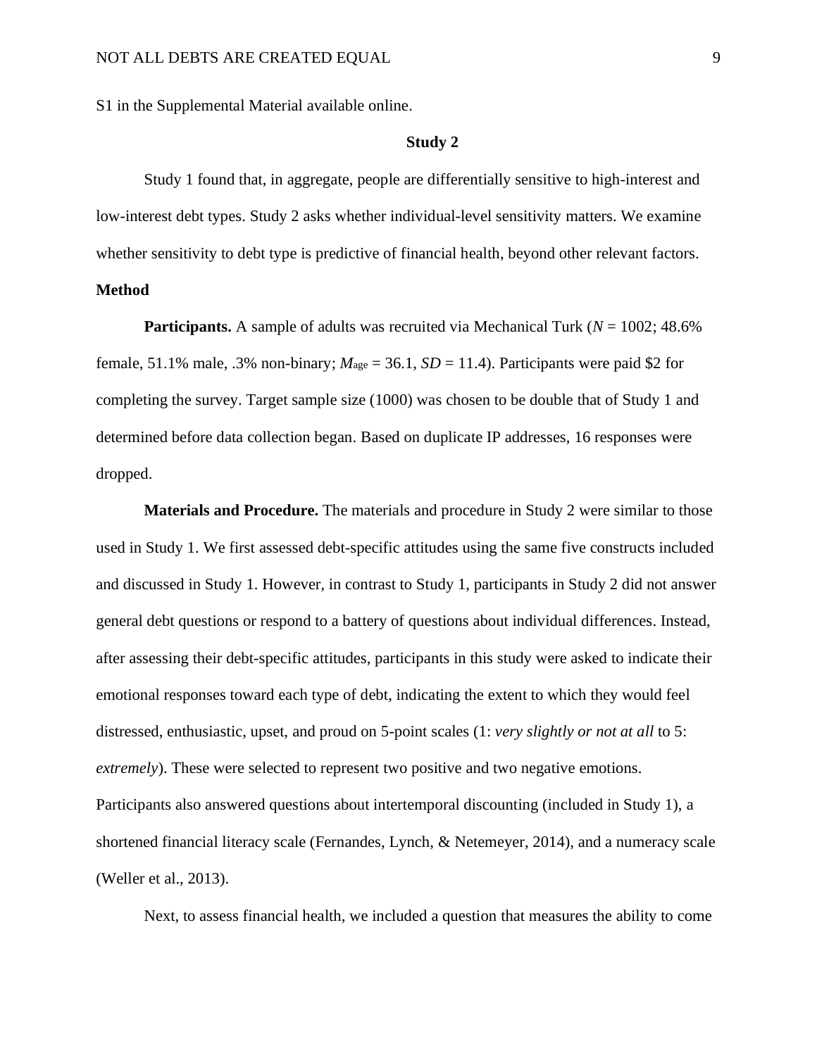S1 in the Supplemental Material available online.

## Study 2

Study 1 found that, in aggregate, people are differentially sensitive to high-interest and low-interest debt types. Study 2 asks whether individual-level sensitivity matters. We examine whether sensitivity to debt type is predictive of financial health, beyond other relevant factors.

### Method

**Participants.** A sample of adults was recruited via Mechanical Turk (*N* = 1002; 48.6% female, 51.1% male, .3% non-binary; $M_{age}$ = 36.1, *SD* = 11.4). Participants were paid $2 for completing the survey. Target sample size (1000) was chosen to be double that of Study 1 and determined before data collection began. Based on duplicate IP addresses, 16 responses were dropped.

**Materials and Procedure.** The materials and procedure in Study 2 were similar to those used in Study 1. We first assessed debt-specific attitudes using the same five constructs included and discussed in Study 1. However, in contrast to Study 1, participants in Study 2 did not answer general debt questions or respond to a battery of questions about individual differences. Instead, after assessing their debt-specific attitudes, participants in this study were asked to indicate their emotional responses toward each type of debt, indicating the extent to which they would feel distressed, enthusiastic, upset, and proud on 5-point scales (1: *very slightly or not at all* to 5: *extremely*). These were selected to represent two positive and two negative emotions. Participants also answered questions about intertemporal discounting (included in Study 1), a shortened financial literacy scale (Fernandes, Lynch, & Netemeyer, 2014), and a numeracy scale (Weller et al., 2013).

Next, to assess financial health, we included a question that measures the ability to come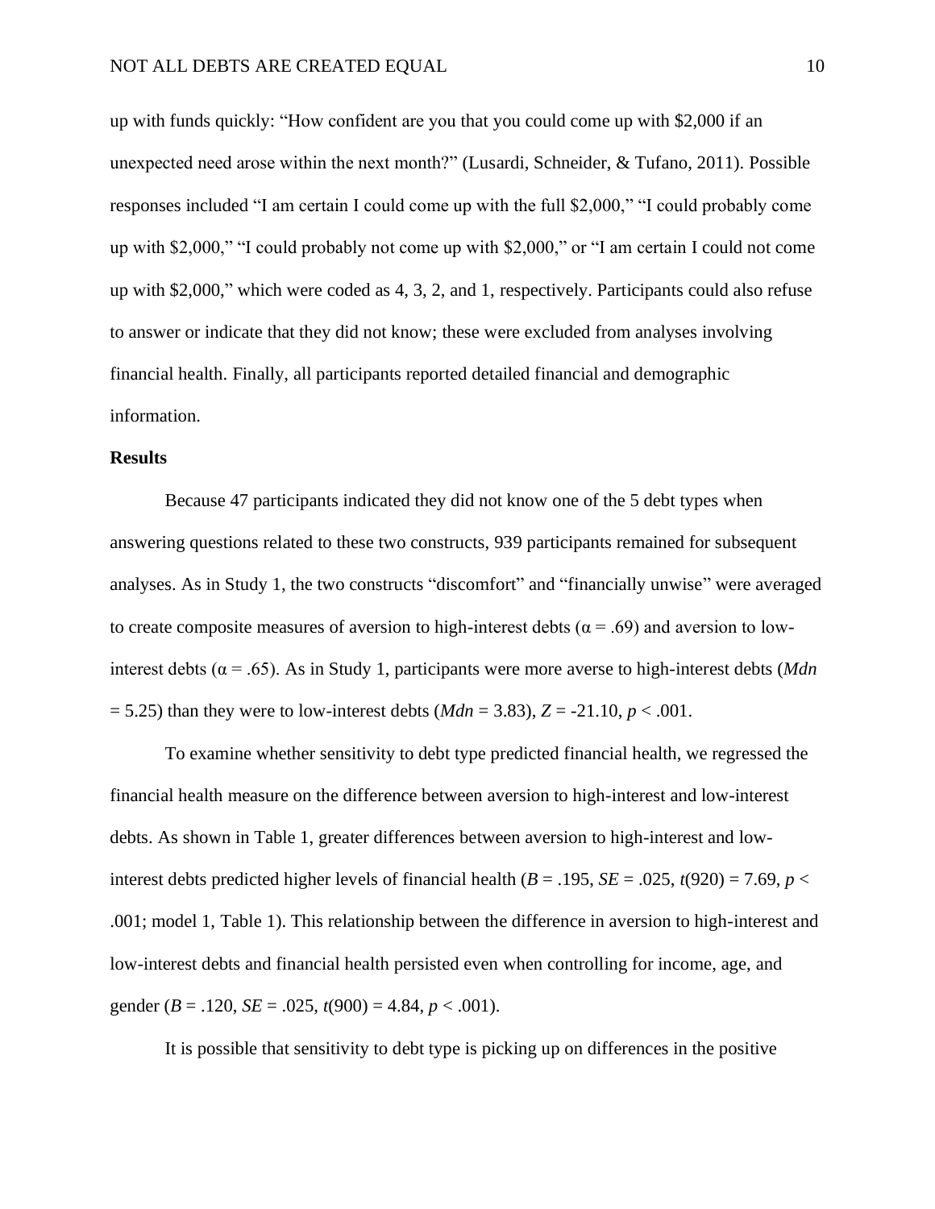up with funds quickly: "How confident are you that you could come up with \$2,000 if an unexpected need arose within the next month?" (Lusardi, Schneider, & Tufano, 2011). Possible responses included "I am certain I could come up with the full \$2,000," "I could probably come up with \$2,000," "I could probably not come up with \$2,000," or "I am certain I could not come up with \$2,000," which were coded as 4, 3, 2, and 1, respectively. Participants could also refuse to answer or indicate that they did not know; these were excluded from analyses involving financial health. Finally, all participants reported detailed financial and demographic information.

**Results**

Because 47 participants indicated they did not know one of the 5 debt types when answering questions related to these two constructs, 939 participants remained for subsequent analyses. As in Study 1, the two constructs "discomfort" and "financially unwise" were averaged to create composite measures of aversion to high-interest debts ($\alpha = .69$) and aversion to low-interest debts ($\alpha = .65$). As in Study 1, participants were more averse to high-interest debts ($Mdn = 5.25$) than they were to low-interest debts ($Mdn = 3.83$), $Z = -21.10$, $p < .001$.

To examine whether sensitivity to debt type predicted financial health, we regressed the financial health measure on the difference between aversion to high-interest and low-interest debts. As shown in Table 1, greater differences between aversion to high-interest and low-interest debts predicted higher levels of financial health ($B = .195$, $SE = .025$, $t(920) = 7.69$, $p < .001$; model 1, Table 1). This relationship between the difference in aversion to high-interest and low-interest debts and financial health persisted even when controlling for income, age, and gender ($B = .120$, $SE = .025$, $t(900) = 4.84$, $p < .001$).

It is possible that sensitivity to debt type is picking up on differences in the positive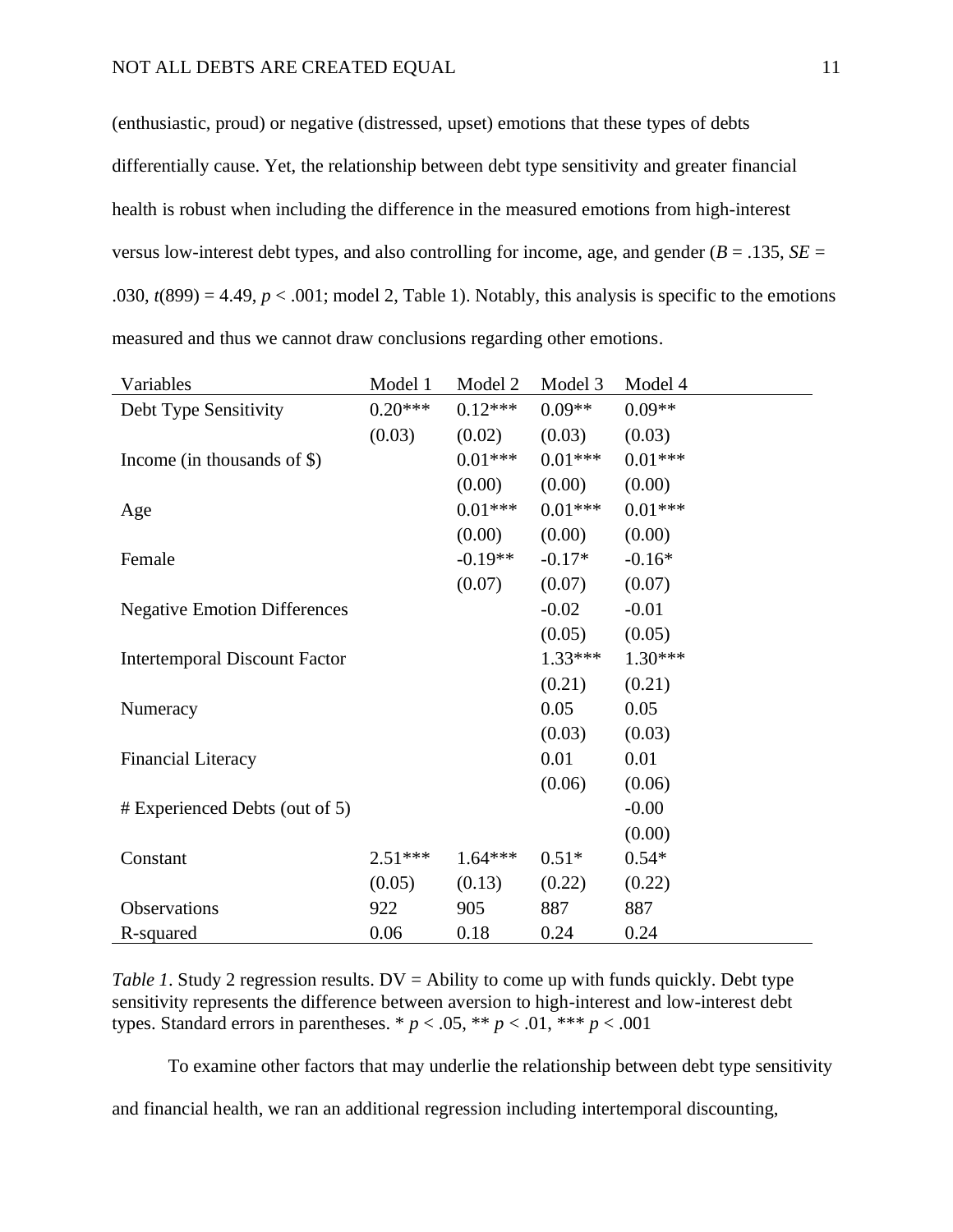(enthusiastic, proud) or negative (distressed, upset) emotions that these types of debts differentially cause. Yet, the relationship between debt type sensitivity and greater financial health is robust when including the difference in the measured emotions from high-interest versus low-interest debt types, and also controlling for income, age, and gender ($B$ = .135, $SE$ = .030, $t(899) = 4.49$, $p < .001$; model 2, Table 1). Notably, this analysis is specific to the emotions measured and thus we cannot draw conclusions regarding other emotions.

| Variables | Model 1 | Model 2 | Model 3 | Model 4 |
|---|---|---|---|---|
| Debt Type Sensitivity | 0.20*** | 0.12*** | 0.09** | 0.09** |
| | (0.03) | (0.02) | (0.03) | (0.03) |
| Income (in thousands of $) | | 0.01*** | 0.01*** | 0.01*** |
| | | (0.00) | (0.00) | (0.00) |
| Age | | 0.01*** | 0.01*** | 0.01*** |
| | | (0.00) | (0.00) | (0.00) |
| Female | | -0.19** | -0.17* | -0.16* |
| | | (0.07) | (0.07) | (0.07) |
| Negative Emotion Differences | | | -0.02 | -0.01 |
| | | | (0.05) | (0.05) |
| Intertemporal Discount Factor | | | 1.33*** | 1.30*** |
| | | | (0.21) | (0.21) |
| Numeracy | | | 0.05 | 0.05 |
| | | | (0.03) | (0.03) |
| Financial Literacy | | | 0.01 | 0.01 |
| | | | (0.06) | (0.06) |
| # Experienced Debts (out of 5) | | | | -0.00 |
| | | | | (0.00) |
| Constant | 2.51*** | 1.64*** | 0.51* | 0.54* |
| | (0.05) | (0.13) | (0.22) | (0.22) |
| Observations | 922 | 905 | 887 | 887 |
| R-squared | 0.06 | 0.18 | 0.24 | 0.24 |

*Table 1*. Study 2 regression results. DV = Ability to come up with funds quickly. Debt type sensitivity represents the difference between aversion to high-interest and low-interest debt types. Standard errors in parentheses. * $p < .05$, ** $p < .01$, *** $p < .001$

To examine other factors that may underlie the relationship between debt type sensitivity and financial health, we ran an additional regression including intertemporal discounting,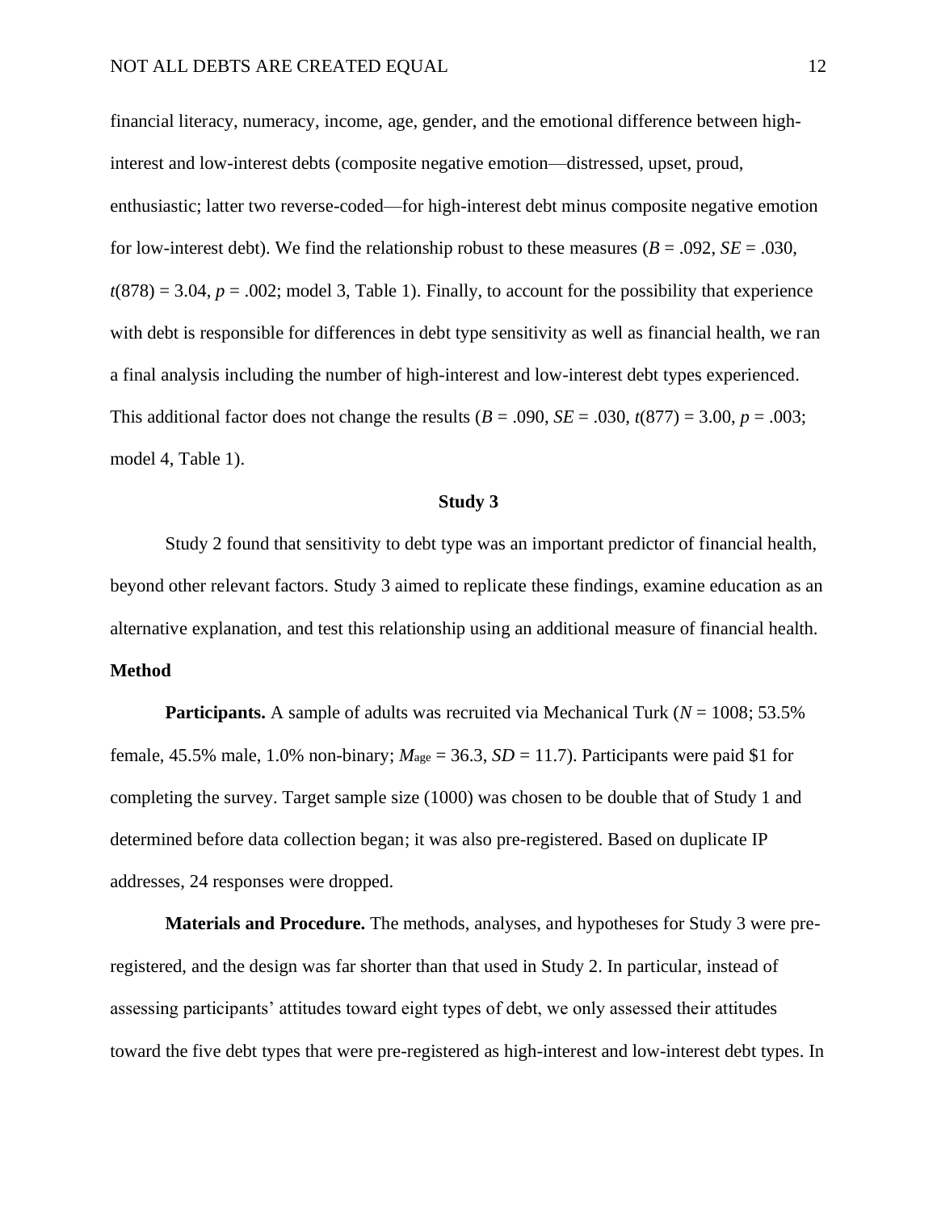financial literacy, numeracy, income, age, gender, and the emotional difference between high-interest and low-interest debts (composite negative emotion—distressed, upset, proud, enthusiastic; latter two reverse-coded—for high-interest debt minus composite negative emotion for low-interest debt). We find the relationship robust to these measures ($B$ = .092, $SE$ = .030, $t(878)$ = 3.04, $p$ = .002; model 3, Table 1). Finally, to account for the possibility that experience with debt is responsible for differences in debt type sensitivity as well as financial health, we ran a final analysis including the number of high-interest and low-interest debt types experienced. This additional factor does not change the results ($B$ = .090, $SE$ = .030, $t(877)$ = 3.00, $p$ = .003; model 4, Table 1).

## Study 3

Study 2 found that sensitivity to debt type was an important predictor of financial health, beyond other relevant factors. Study 3 aimed to replicate these findings, examine education as an alternative explanation, and test this relationship using an additional measure of financial health.

### Method

**Participants.** A sample of adults was recruited via Mechanical Turk ($N$ = 1008; 53.5% female, 45.5% male, 1.0% non-binary; $M_{age}$ = 36.3, $SD$ = 11.7). Participants were paid $1 for completing the survey. Target sample size (1000) was chosen to be double that of Study 1 and determined before data collection began; it was also pre-registered. Based on duplicate IP addresses, 24 responses were dropped.

**Materials and Procedure.** The methods, analyses, and hypotheses for Study 3 were pre-registered, and the design was far shorter than that used in Study 2. In particular, instead of assessing participants' attitudes toward eight types of debt, we only assessed their attitudes toward the five debt types that were pre-registered as high-interest and low-interest debt types. In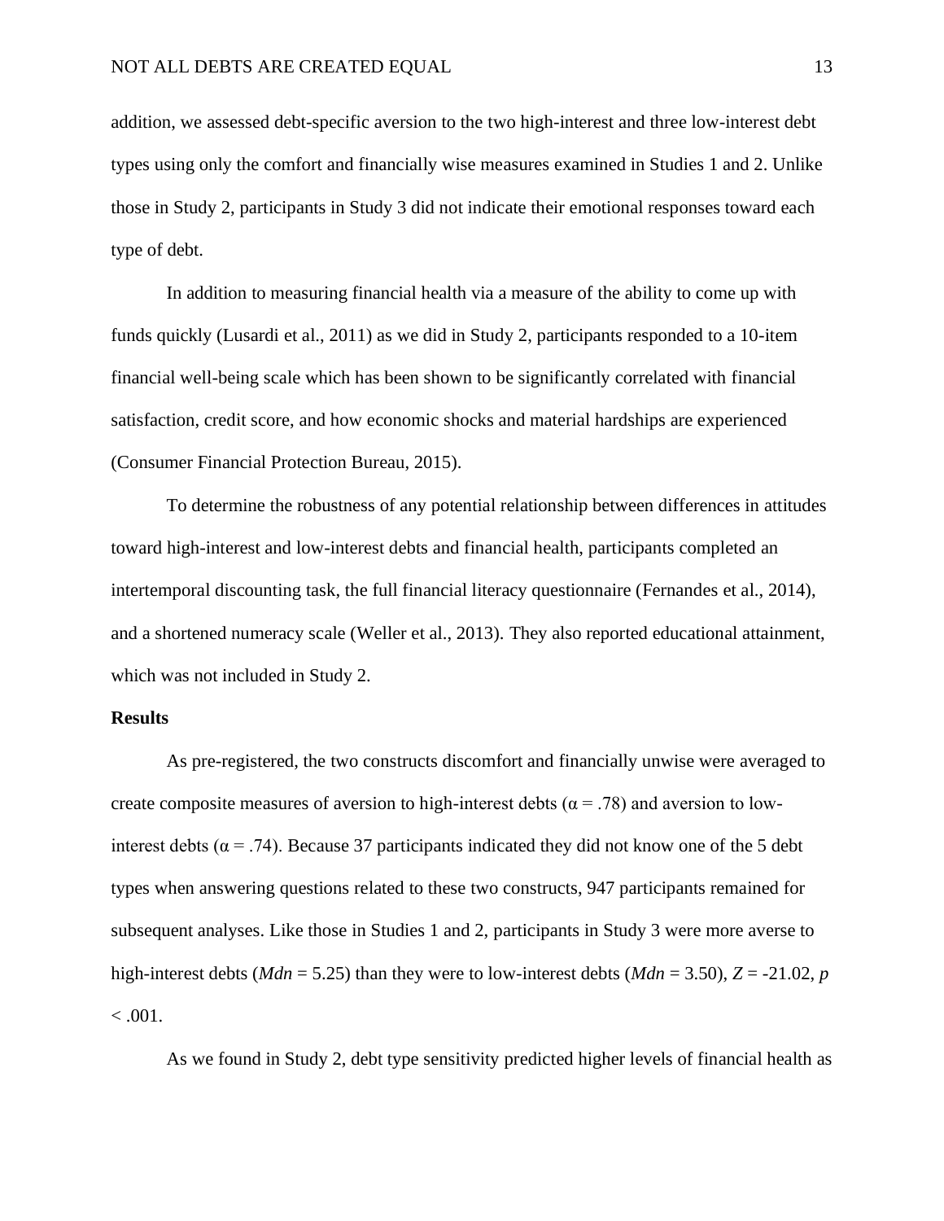addition, we assessed debt-specific aversion to the two high-interest and three low-interest debt types using only the comfort and financially wise measures examined in Studies 1 and 2. Unlike those in Study 2, participants in Study 3 did not indicate their emotional responses toward each type of debt.

In addition to measuring financial health via a measure of the ability to come up with funds quickly (Lusardi et al., 2011) as we did in Study 2, participants responded to a 10-item financial well-being scale which has been shown to be significantly correlated with financial satisfaction, credit score, and how economic shocks and material hardships are experienced (Consumer Financial Protection Bureau, 2015).

To determine the robustness of any potential relationship between differences in attitudes toward high-interest and low-interest debts and financial health, participants completed an intertemporal discounting task, the full financial literacy questionnaire (Fernandes et al., 2014), and a shortened numeracy scale (Weller et al., 2013). They also reported educational attainment, which was not included in Study 2.

**Results**

As pre-registered, the two constructs discomfort and financially unwise were averaged to create composite measures of aversion to high-interest debts ($\alpha = .78$) and aversion to low-interest debts ($\alpha = .74$). Because 37 participants indicated they did not know one of the 5 debt types when answering questions related to these two constructs, 947 participants remained for subsequent analyses. Like those in Studies 1 and 2, participants in Study 3 were more averse to high-interest debts ($Mdn = 5.25$) than they were to low-interest debts ($Mdn = 3.50$), $Z = -21.02$, $p < .001$.

As we found in Study 2, debt type sensitivity predicted higher levels of financial health as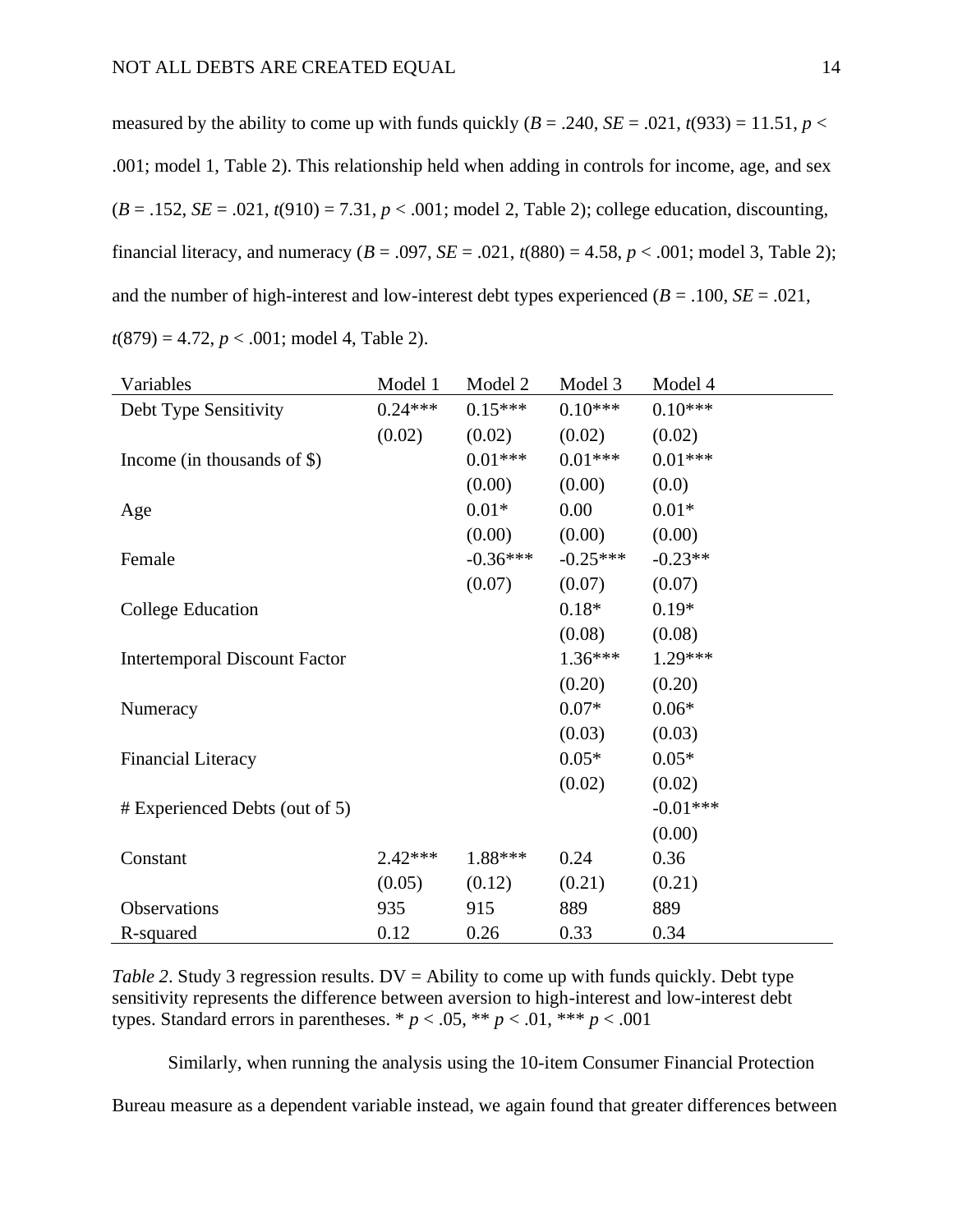measured by the ability to come up with funds quickly ($B$ = .240, $SE$ = .021, $t(933)$ = 11.51, $p$ < .001; model 1, Table 2). This relationship held when adding in controls for income, age, and sex ($B$ = .152, $SE$ = .021, $t(910)$ = 7.31, $p$ < .001; model 2, Table 2); college education, discounting, financial literacy, and numeracy ($B$ = .097, $SE$ = .021, $t(880)$ = 4.58, $p$ < .001; model 3, Table 2); and the number of high-interest and low-interest debt types experienced ($B$ = .100, $SE$ = .021, $t(879)$ = 4.72, $p$ < .001; model 4, Table 2).

| Variables | Model 1 | Model 2 | Model 3 | Model 4 |
|---|---|---|---|---|
| Debt Type Sensitivity | 0.24*** | 0.15*** | 0.10*** | 0.10*** |
| | (0.02) | (0.02) | (0.02) | (0.02) |
| Income (in thousands of $) | | 0.01*** | 0.01*** | 0.01*** |
| | | (0.00) | (0.00) | (0.0) |
| Age | | 0.01* | 0.00 | 0.01* |
| | | (0.00) | (0.00) | (0.00) |
| Female | | -0.36*** | -0.25*** | -0.23** |
| | | (0.07) | (0.07) | (0.07) |
| College Education | | | 0.18* | 0.19* |
| | | | (0.08) | (0.08) |
| Intertemporal Discount Factor | | | 1.36*** | 1.29*** |
| | | | (0.20) | (0.20) |
| Numeracy | | | 0.07* | 0.06* |
| | | | (0.03) | (0.03) |
| Financial Literacy | | | 0.05* | 0.05* |
| | | | (0.02) | (0.02) |
| # Experienced Debts (out of 5) | | | | -0.01*** |
| | | | | (0.00) |
| Constant | 2.42*** | 1.88*** | 0.24 | 0.36 |
| | (0.05) | (0.12) | (0.21) | (0.21) |
| Observations | 935 | 915 | 889 | 889 |
| R-squared | 0.12 | 0.26 | 0.33 | 0.34 |

*Table 2*. Study 3 regression results. DV = Ability to come up with funds quickly. Debt type sensitivity represents the difference between aversion to high-interest and low-interest debt types. Standard errors in parentheses. * $p$ < .05, ** $p$ < .01, *** $p$ < .001

Similarly, when running the analysis using the 10-item Consumer Financial Protection Bureau measure as a dependent variable instead, we again found that greater differences between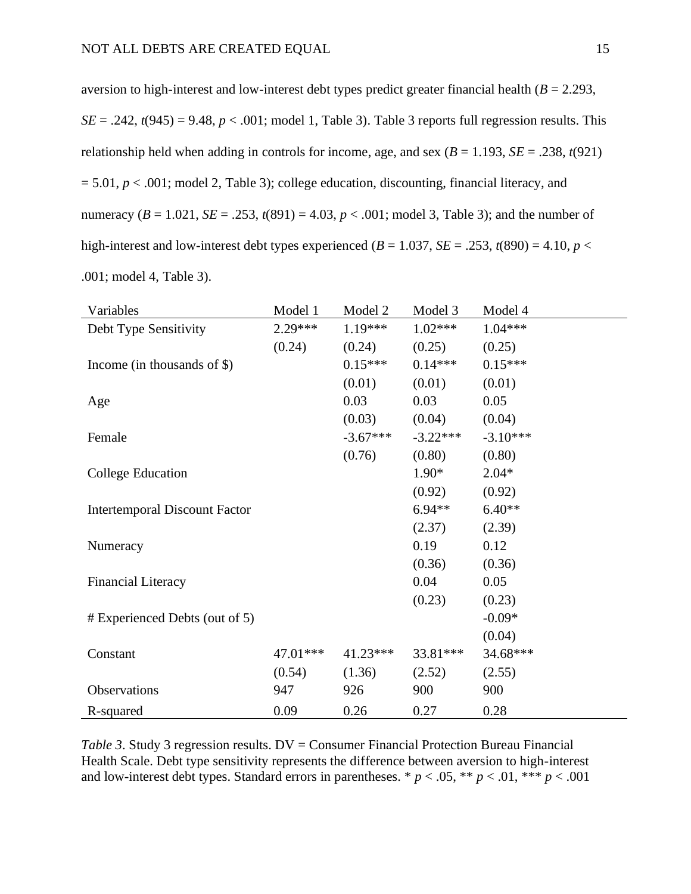aversion to high-interest and low-interest debt types predict greater financial health ($B$ = 2.293, $SE$ = .242, $t(945)$ = 9.48, $p$ < .001; model 1, Table 3). Table 3 reports full regression results. This relationship held when adding in controls for income, age, and sex ($B$ = 1.193, $SE$ = .238, $t(921)$ = 5.01, $p$ < .001; model 2, Table 3); college education, discounting, financial literacy, and numeracy ($B$ = 1.021, $SE$ = .253, $t(891)$ = 4.03, $p$ < .001; model 3, Table 3); and the number of high-interest and low-interest debt types experienced ($B$ = 1.037, $SE$ = .253, $t(890)$ = 4.10, $p$ < .001; model 4, Table 3).

| Variables | Model 1 | Model 2 | Model 3 | Model 4 |
|---|---|---|---|---|
| Debt Type Sensitivity | 2.29*** | 1.19*** | 1.02*** | 1.04*** |
| | (0.24) | (0.24) | (0.25) | (0.25) |
| Income (in thousands of $) | | 0.15*** | 0.14*** | 0.15*** |
| | | (0.01) | (0.01) | (0.01) |
| Age | | 0.03 | 0.03 | 0.05 |
| | | (0.03) | (0.04) | (0.04) |
| Female | | -3.67*** | -3.22*** | -3.10*** |
| | | (0.76) | (0.80) | (0.80) |
| College Education | | | 1.90* | 2.04* |
| | | | (0.92) | (0.92) |
| Intertemporal Discount Factor | | | 6.94** | 6.40** |
| | | | (2.37) | (2.39) |
| Numeracy | | | 0.19 | 0.12 |
| | | | (0.36) | (0.36) |
| Financial Literacy | | | 0.04 | 0.05 |
| | | | (0.23) | (0.23) |
| # Experienced Debts (out of 5) | | | | -0.09* |
| | | | | (0.04) |
| Constant | 47.01*** | 41.23*** | 33.81*** | 34.68*** |
| | (0.54) | (1.36) | (2.52) | (2.55) |
| Observations | 947 | 926 | 900 | 900 |
| R-squared | 0.09 | 0.26 | 0.27 | 0.28 |

*Table 3*. Study 3 regression results. DV = Consumer Financial Protection Bureau Financial Health Scale. Debt type sensitivity represents the difference between aversion to high-interest and low-interest debt types. Standard errors in parentheses. * $p$ < .05, ** $p$ < .01, *** $p$ < .001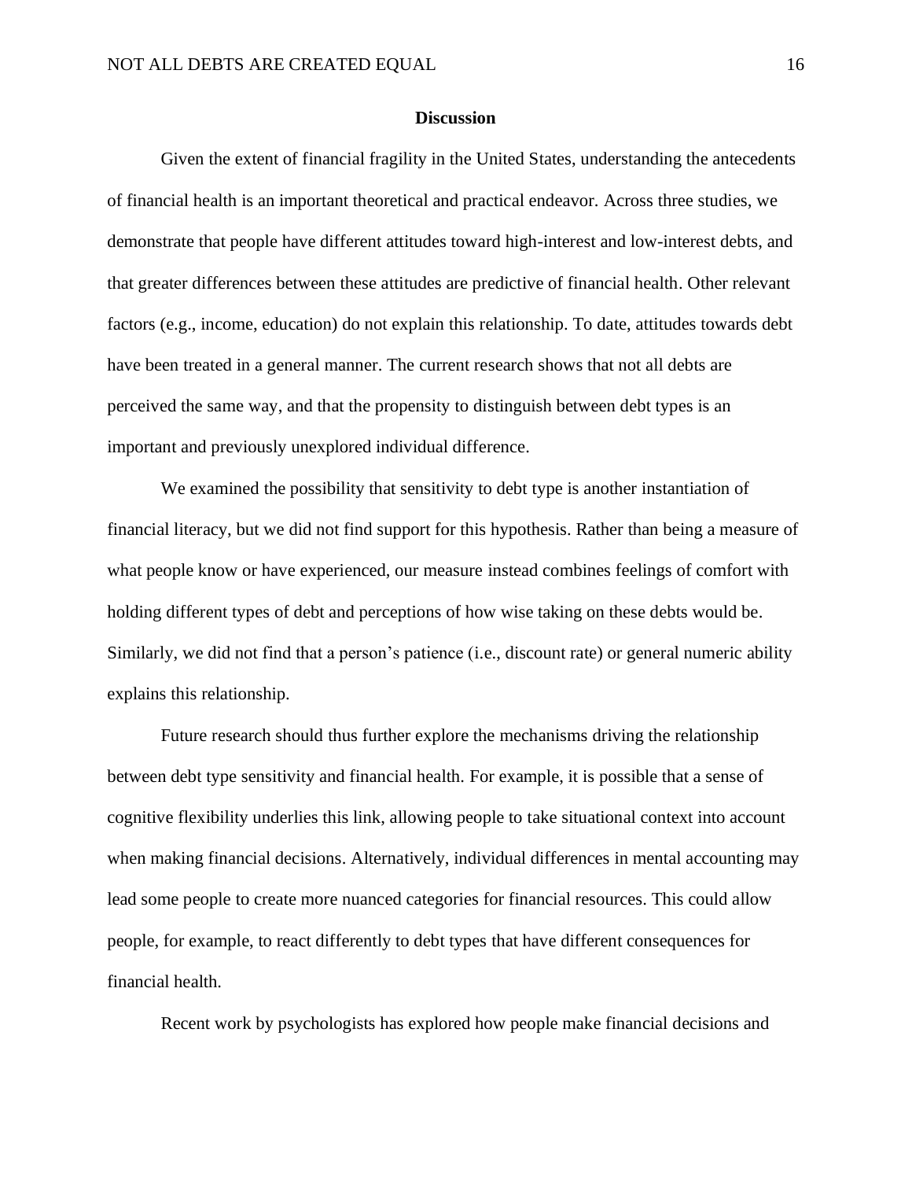## Discussion

Given the extent of financial fragility in the United States, understanding the antecedents of financial health is an important theoretical and practical endeavor. Across three studies, we demonstrate that people have different attitudes toward high-interest and low-interest debts, and that greater differences between these attitudes are predictive of financial health. Other relevant factors (e.g., income, education) do not explain this relationship. To date, attitudes towards debt have been treated in a general manner. The current research shows that not all debts are perceived the same way, and that the propensity to distinguish between debt types is an important and previously unexplored individual difference.

We examined the possibility that sensitivity to debt type is another instantiation of financial literacy, but we did not find support for this hypothesis. Rather than being a measure of what people know or have experienced, our measure instead combines feelings of comfort with holding different types of debt and perceptions of how wise taking on these debts would be. Similarly, we did not find that a person's patience (i.e., discount rate) or general numeric ability explains this relationship.

Future research should thus further explore the mechanisms driving the relationship between debt type sensitivity and financial health. For example, it is possible that a sense of cognitive flexibility underlies this link, allowing people to take situational context into account when making financial decisions. Alternatively, individual differences in mental accounting may lead some people to create more nuanced categories for financial resources. This could allow people, for example, to react differently to debt types that have different consequences for financial health.

Recent work by psychologists has explored how people make financial decisions and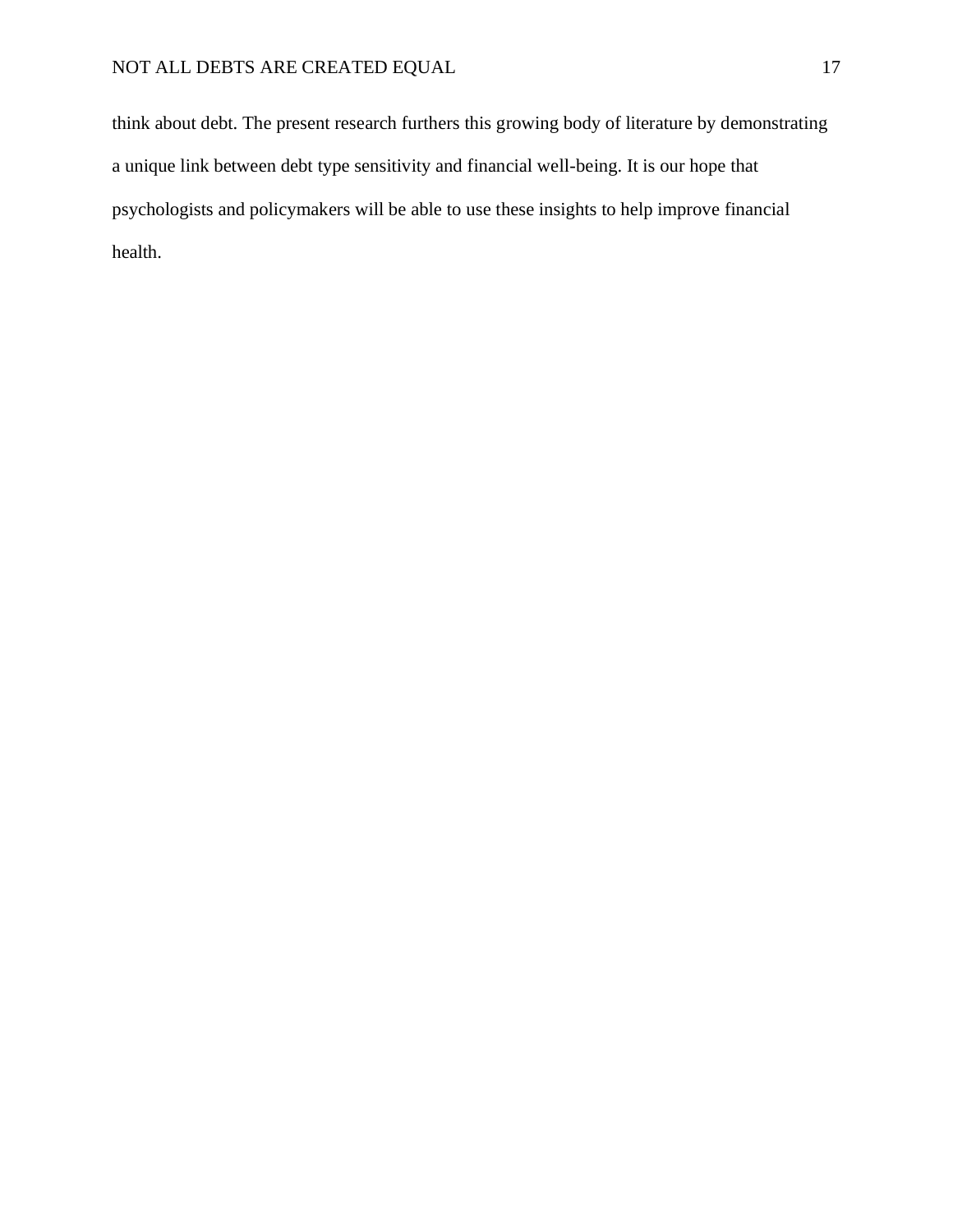think about debt. The present research furthers this growing body of literature by demonstrating a unique link between debt type sensitivity and financial well-being. It is our hope that psychologists and policymakers will be able to use these insights to help improve financial health.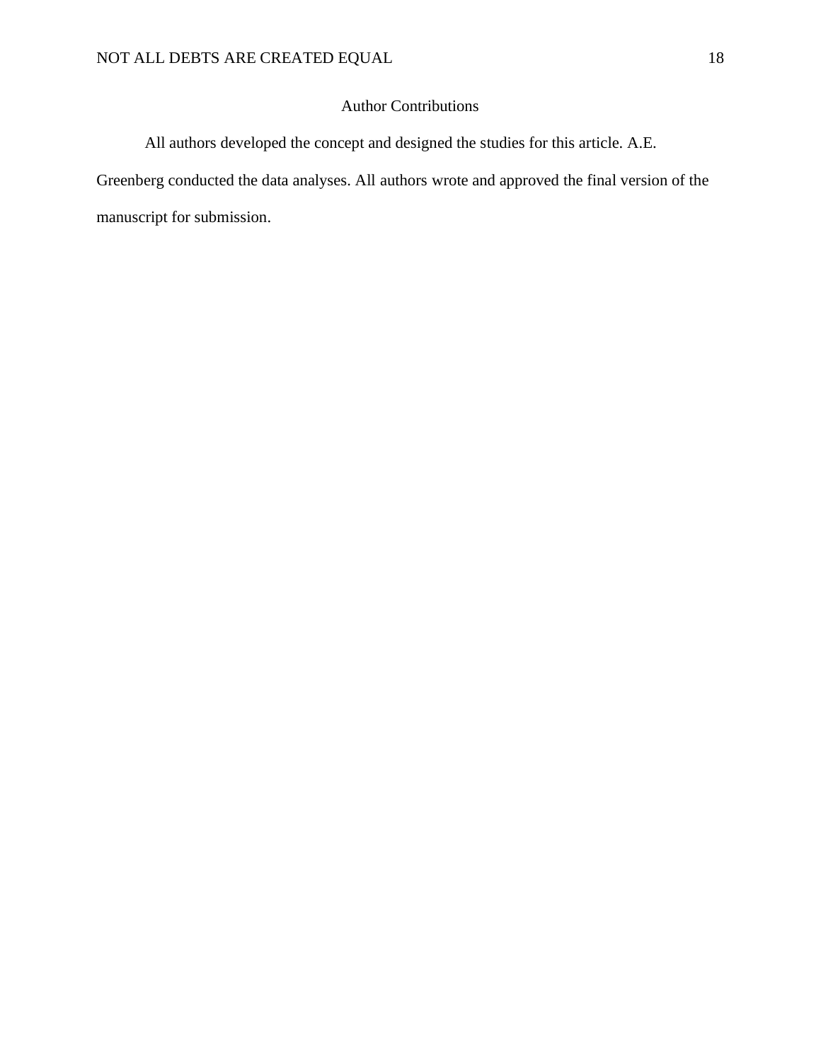# Author Contributions

All authors developed the concept and designed the studies for this article. A.E. Greenberg conducted the data analyses. All authors wrote and approved the final version of the manuscript for submission.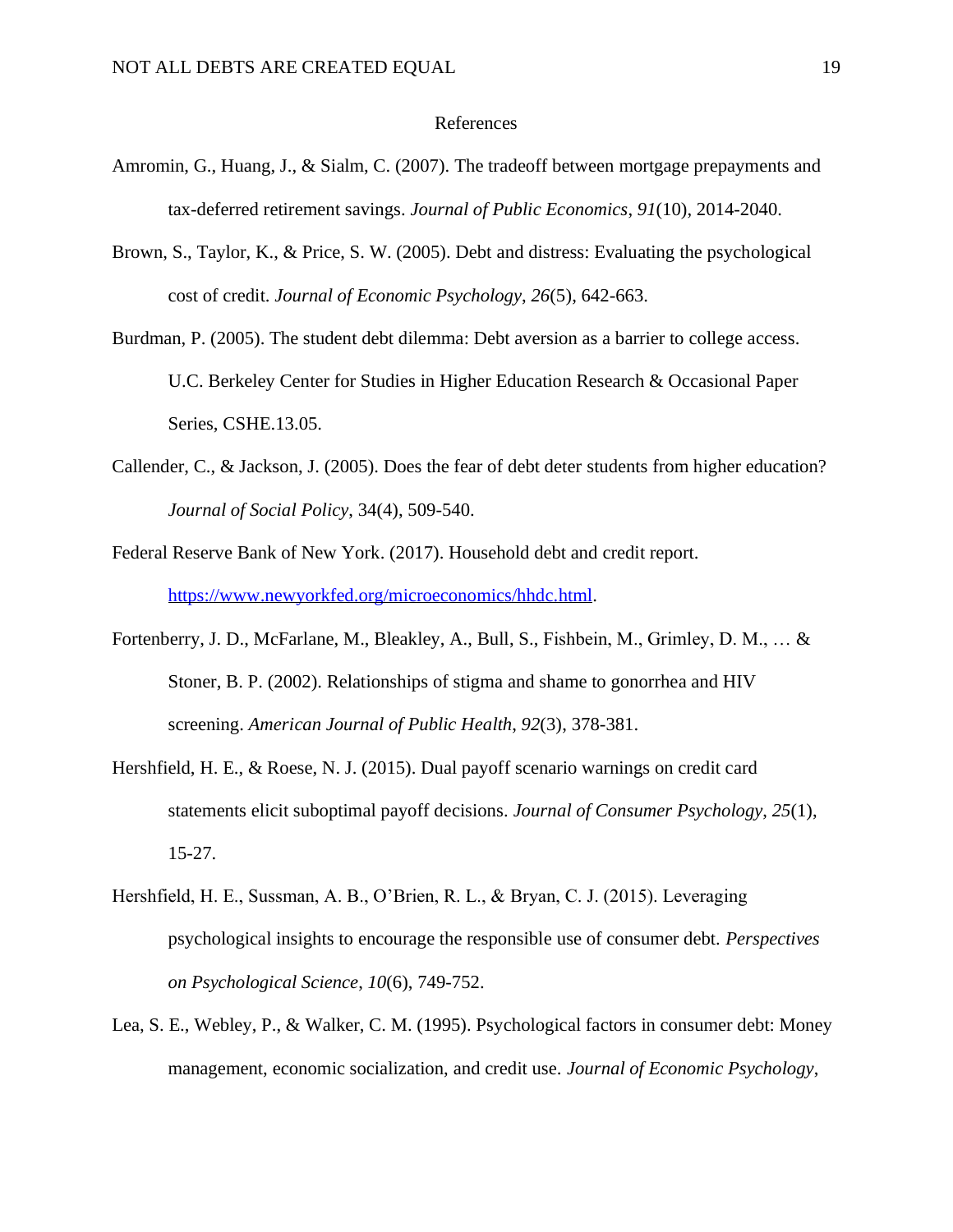# References

Amromin, G., Huang, J., & Sialm, C. (2007). The tradeoff between mortgage prepayments and tax-deferred retirement savings. *Journal of Public Economics*, *91*(10), 2014-2040.

Brown, S., Taylor, K., & Price, S. W. (2005). Debt and distress: Evaluating the psychological cost of credit. *Journal of Economic Psychology*, *26*(5), 642-663.

Burdman, P. (2005). The student debt dilemma: Debt aversion as a barrier to college access. U.C. Berkeley Center for Studies in Higher Education Research & Occasional Paper Series, CSHE.13.05.

Callender, C., & Jackson, J. (2005). Does the fear of debt deter students from higher education? *Journal of Social Policy*, 34(4), 509-540.

Federal Reserve Bank of New York. (2017). Household debt and credit report. https://www.newyorkfed.org/microeconomics/hhdc.html.

Fortenberry, J. D., McFarlane, M., Bleakley, A., Bull, S., Fishbein, M., Grimley, D. M., … & Stoner, B. P. (2002). Relationships of stigma and shame to gonorrhea and HIV screening. *American Journal of Public Health*, *92*(3), 378-381.

Hershfield, H. E., & Roese, N. J. (2015). Dual payoff scenario warnings on credit card statements elicit suboptimal payoff decisions. *Journal of Consumer Psychology*, *25*(1), 15-27.

Hershfield, H. E., Sussman, A. B., O'Brien, R. L., & Bryan, C. J. (2015). Leveraging psychological insights to encourage the responsible use of consumer debt. *Perspectives on Psychological Science*, *10*(6), 749-752.

Lea, S. E., Webley, P., & Walker, C. M. (1995). Psychological factors in consumer debt: Money management, economic socialization, and credit use. *Journal of Economic Psychology*,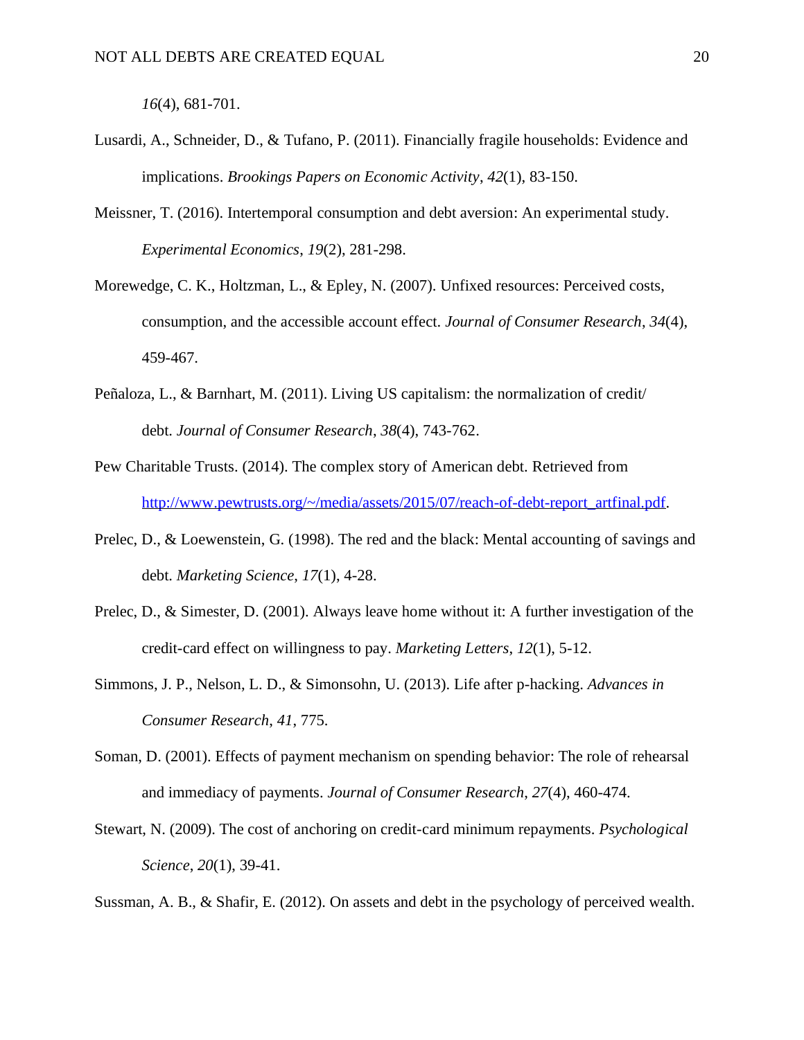*16*(4), 681-701.

Lusardi, A., Schneider, D., & Tufano, P. (2011). Financially fragile households: Evidence and implications. *Brookings Papers on Economic Activity*, *42*(1), 83-150.

Meissner, T. (2016). Intertemporal consumption and debt aversion: An experimental study. *Experimental Economics*, *19*(2), 281-298.

Morewedge, C. K., Holtzman, L., & Epley, N. (2007). Unfixed resources: Perceived costs, consumption, and the accessible account effect. *Journal of Consumer Research*, *34*(4), 459-467.

Peñaloza, L., & Barnhart, M. (2011). Living US capitalism: the normalization of credit/ debt. *Journal of Consumer Research*, *38*(4), 743-762.

Pew Charitable Trusts. (2014). The complex story of American debt. Retrieved from http://www.pewtrusts.org/~/media/assets/2015/07/reach-of-debt-report_artfinal.pdf.

Prelec, D., & Loewenstein, G. (1998). The red and the black: Mental accounting of savings and debt. *Marketing Science*, *17*(1), 4-28.

Prelec, D., & Simester, D. (2001). Always leave home without it: A further investigation of the credit-card effect on willingness to pay. *Marketing Letters*, *12*(1), 5-12.

Simmons, J. P., Nelson, L. D., & Simonsohn, U. (2013). Life after p-hacking. *Advances in Consumer Research*, *41*, 775.

Soman, D. (2001). Effects of payment mechanism on spending behavior: The role of rehearsal and immediacy of payments. *Journal of Consumer Research*, *27*(4), 460-474.

Stewart, N. (2009). The cost of anchoring on credit-card minimum repayments. *Psychological Science*, *20*(1), 39-41.

Sussman, A. B., & Shafir, E. (2012). On assets and debt in the psychology of perceived wealth.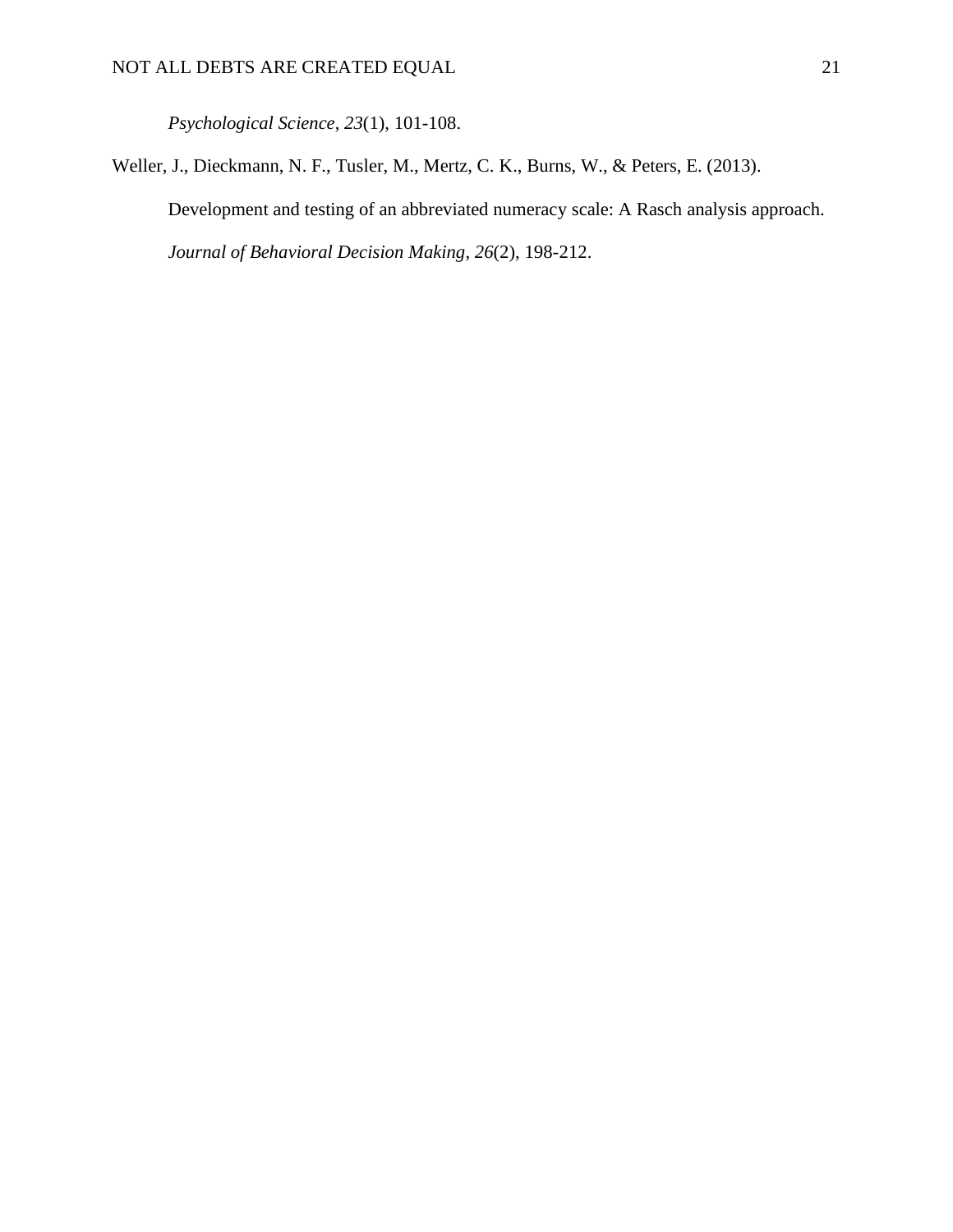*Psychological Science*, *23*(1), 101-108.

Weller, J., Dieckmann, N. F., Tusler, M., Mertz, C. K., Burns, W., & Peters, E. (2013). Development and testing of an abbreviated numeracy scale: A Rasch analysis approach. *Journal of Behavioral Decision Making*, *26*(2), 198-212.